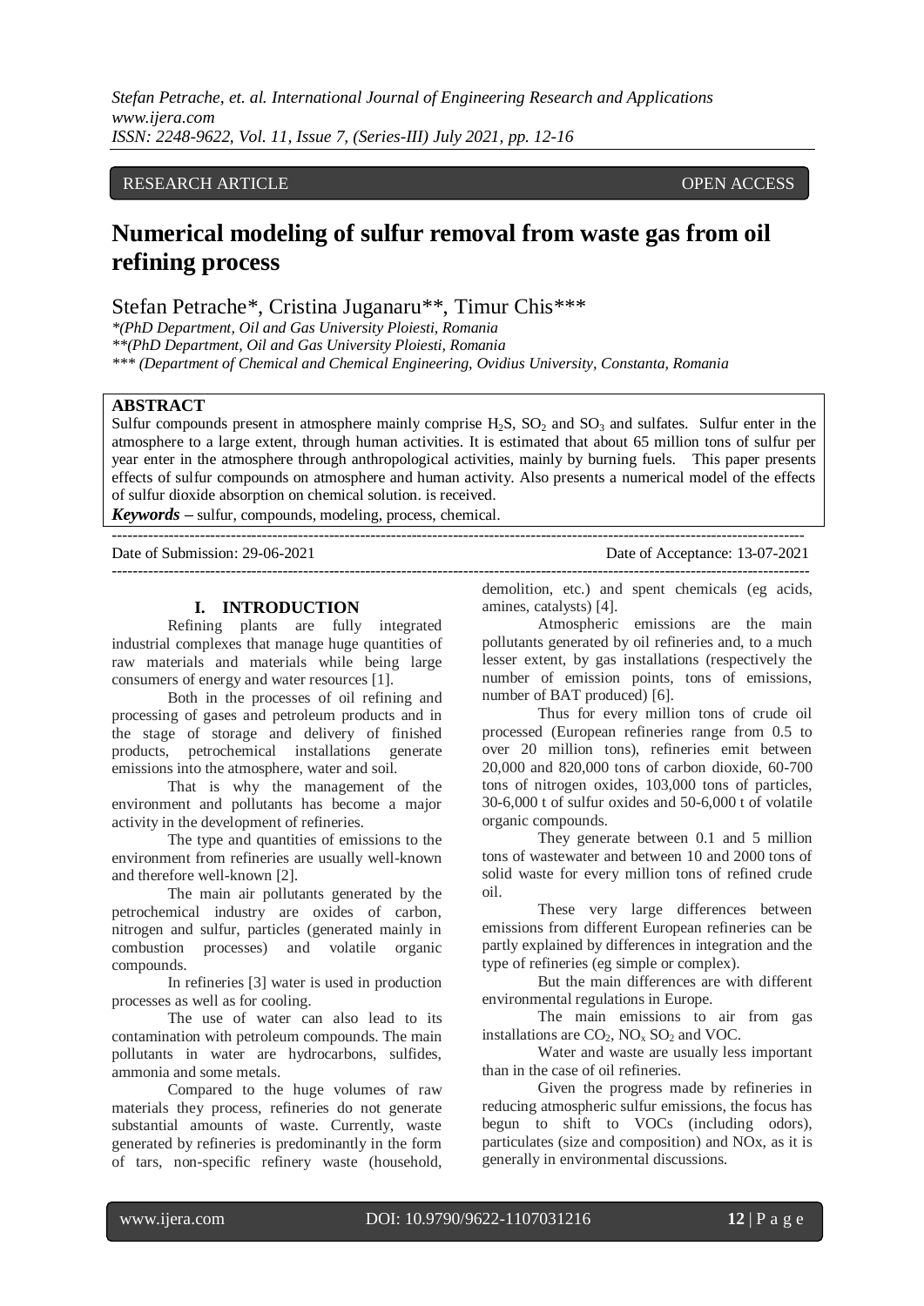RESEARCH ARTICLE OPEN ACCESS

# Numerical modeling of sulfur removal from waste gas from oil refining process

Stefan Petrache*, Cristina Juganaru**, Timur Chis***

*\*(PhD Department, Oil and Gas University Ploiesti, Romania*
*\*\*(PhD Department, Oil and Gas University Ploiesti, Romania*
*\*\*\* (Department of Chemical and Chemical Engineering, Ovidius University, Constanta, Romania*

## ABSTRACT

Sulfur compounds present in atmosphere mainly comprise $H_2S$, $SO_2$ and $SO_3$ and sulfates. Sulfur enter in the atmosphere to a large extent, through human activities. It is estimated that about 65 million tons of sulfur per year enter in the atmosphere through anthropological activities, mainly by burning fuels. This paper presents effects of sulfur compounds on atmosphere and human activity. Also presents a numerical model of the effects of sulfur dioxide absorption on chemical solution. is received.

***Keywords*** – sulfur, compounds, modeling, process, chemical.

Date of Submission: 29-06-2021 Date of Acceptance: 13-07-2021

## I. INTRODUCTION

Refining plants are fully integrated industrial complexes that manage huge quantities of raw materials and materials while being large consumers of energy and water resources [1].

Both in the processes of oil refining and processing of gases and petroleum products and in the stage of storage and delivery of finished products, petrochemical installations generate emissions into the atmosphere, water and soil.

That is why the management of the environment and pollutants has become a major activity in the development of refineries.

The type and quantities of emissions to the environment from refineries are usually well-known and therefore well-known [2].

The main air pollutants generated by the petrochemical industry are oxides of carbon, nitrogen and sulfur, particles (generated mainly in combustion processes) and volatile organic compounds.

In refineries [3] water is used in production processes as well as for cooling.

The use of water can also lead to its contamination with petroleum compounds. The main pollutants in water are hydrocarbons, sulfides, ammonia and some metals.

Compared to the huge volumes of raw materials they process, refineries do not generate substantial amounts of waste. Currently, waste generated by refineries is predominantly in the form of tars, non-specific refinery waste (household, demolition, etc.) and spent chemicals (eg acids, amines, catalysts) [4].

Atmospheric emissions are the main pollutants generated by oil refineries and, to a much lesser extent, by gas installations (respectively the number of emission points, tons of emissions, number of BAT produced) [6].

Thus for every million tons of crude oil processed (European refineries range from 0.5 to over 20 million tons), refineries emit between 20,000 and 820,000 tons of carbon dioxide, 60-700 tons of nitrogen oxides, 103,000 tons of particles, 30-6,000 t of sulfur oxides and 50-6,000 t of volatile organic compounds.

They generate between 0.1 and 5 million tons of wastewater and between 10 and 2000 tons of solid waste for every million tons of refined crude oil.

These very large differences between emissions from different European refineries can be partly explained by differences in integration and the type of refineries (eg simple or complex).

But the main differences are with different environmental regulations in Europe.

The main emissions to air from gas installations are $CO_2$, $NO_x$ $SO_2$ and VOC.

Water and waste are usually less important than in the case of oil refineries.

Given the progress made by refineries in reducing atmospheric sulfur emissions, the focus has begun to shift to VOCs (including odors), particulates (size and composition) and NOx, as it is generally in environmental discussions.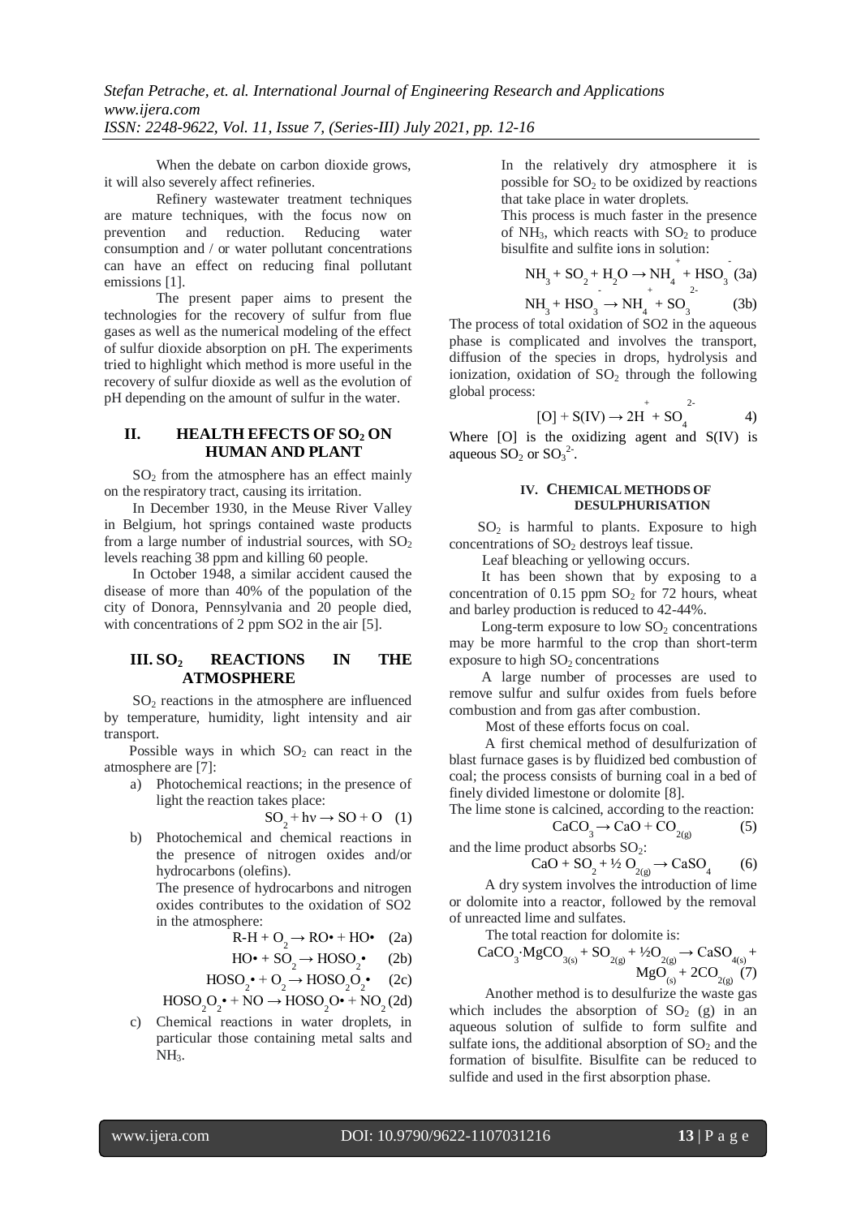When the debate on carbon dioxide grows, it will also severely affect refineries.

Refinery wastewater treatment techniques are mature techniques, with the focus now on prevention and reduction. Reducing water consumption and / or water pollutant concentrations can have an effect on reducing final pollutant emissions [1].

The present paper aims to present the technologies for the recovery of sulfur from flue gases as well as the numerical modeling of the effect of sulfur dioxide absorption on pH. The experiments tried to highlight which method is more useful in the recovery of sulfur dioxide as well as the evolution of pH depending on the amount of sulfur in the water.

## II. HEALTH EFECTS OF $SO_2$ ON HUMAN AND PLANT

$SO_2$ from the atmosphere has an effect mainly on the respiratory tract, causing its irritation.

In December 1930, in the Meuse River Valley in Belgium, hot springs contained waste products from a large number of industrial sources, with $SO_2$ levels reaching 38 ppm and killing 60 people.

In October 1948, a similar accident caused the disease of more than 40% of the population of the city of Donora, Pennsylvania and 20 people died, with concentrations of 2 ppm SO2 in the air [5].

## III. $SO_2$ REACTIONS IN THE ATMOSPHERE

$SO_2$ reactions in the atmosphere are influenced by temperature, humidity, light intensity and air transport.

Possible ways in which $SO_2$ can react in the atmosphere are [7]:

a) Photochemical reactions; in the presence of light the reaction takes place:

$$SO_2 + h\nu \rightarrow SO + O \quad (1)$$

b) Photochemical and chemical reactions in the presence of nitrogen oxides and/or hydrocarbons (olefins).

The presence of hydrocarbons and nitrogen oxides contributes to the oxidation of SO2 in the atmosphere:

$$R\text{-}H + O_2 \rightarrow RO\bullet + HO\bullet \quad (2a)$$

$$HO\bullet + SO_2 \rightarrow HOSO_2\bullet \quad (2b)$$

$$HOSO_2\bullet + O_2 \rightarrow HOSO_2O_2\bullet \quad (2c)$$

$$HOSO_2O_2\bullet + NO \rightarrow HOSO_2O\bullet + NO_2 \quad (2d)$$

c) Chemical reactions in water droplets, in particular those containing metal salts and $NH_3$.

In the relatively dry atmosphere it is possible for $SO_2$ to be oxidized by reactions that take place in water droplets.

This process is much faster in the presence of $NH_3$, which reacts with $SO_2$ to produce bisulfite and sulfite ions in solution:

$$NH_3 + SO_2 + H_2O \rightarrow NH_4^+ + HSO_3^- \quad (3a)$$

$$NH_3 + HSO_3^- \rightarrow NH_4^+ + SO_3^{2-} \quad (3b)$$

The process of total oxidation of SO2 in the aqueous phase is complicated and involves the transport, diffusion of the species in drops, hydrolysis and ionization, oxidation of $SO_2$ through the following global process:

$$[O] + S(IV) \rightarrow 2H^+ + SO_4^{2-} \quad 4)$$

Where [O] is the oxidizing agent and S(IV) is aqueous $SO_2$ or $SO_3^{2-}$.

## IV. CHEMICAL METHODS OF DESULPHURISATION

$SO_2$ is harmful to plants. Exposure to high concentrations of $SO_2$ destroys leaf tissue.

Leaf bleaching or yellowing occurs.

It has been shown that by exposing to a concentration of 0.15 ppm $SO_2$ for 72 hours, wheat and barley production is reduced to 42-44%.

Long-term exposure to low $SO_2$ concentrations may be more harmful to the crop than short-term exposure to high $SO_2$ concentrations

A large number of processes are used to remove sulfur and sulfur oxides from fuels before combustion and from gas after combustion.

Most of these efforts focus on coal.

A first chemical method of desulfurization of blast furnace gases is by fluidized bed combustion of coal; the process consists of burning coal in a bed of finely divided limestone or dolomite [8].

The lime stone is calcined, according to the reaction:

$$CaCO_3 \rightarrow CaO + CO_{2(g)} \quad (5)$$

and the lime product absorbs $SO_2$:

$$CaO + SO_2 + \frac{1}{2}\, O_{2(g)} \rightarrow CaSO_4 \quad (6)$$

A dry system involves the introduction of lime or dolomite into a reactor, followed by the removal of unreacted lime and sulfates.

The total reaction for dolomite is:

$$CaCO_3{\cdot}MgCO_{3(s)} + SO_{2(g)} + \frac{1}{2}O_{2(g)} \rightarrow CaSO_{4(s)} + MgO_{(s)} + 2CO_{2(g)} \quad (7)$$

Another method is to desulfurize the waste gas which includes the absorption of $SO_2$ (g) in an aqueous solution of sulfide to form sulfite and sulfate ions, the additional absorption of $SO_2$ and the formation of bisulfite. Bisulfite can be reduced to sulfide and used in the first absorption phase.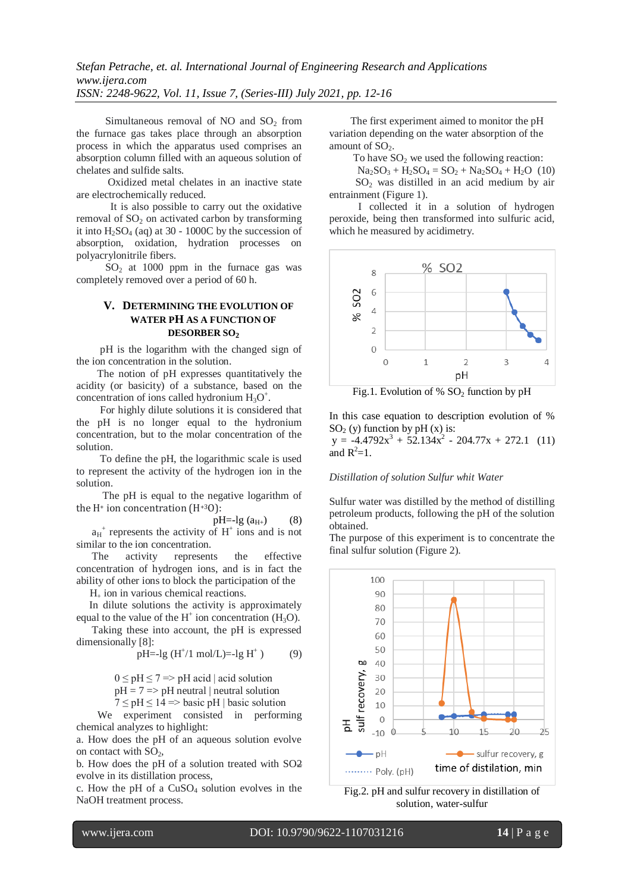Simultaneous removal of NO and $SO_2$ from the furnace gas takes place through an absorption process in which the apparatus used comprises an absorption column filled with an aqueous solution of chelates and sulfide salts.

Oxidized metal chelates in an inactive state are electrochemically reduced.

It is also possible to carry out the oxidative removal of $SO_2$ on activated carbon by transforming it into $H_2SO_4$ (aq) at 30 - 1000C by the succession of absorption, oxidation, hydration processes on polyacrylonitrile fibers.

$SO_2$ at 1000 ppm in the furnace gas was completely removed over a period of 60 h.

## V. DETERMINING THE EVOLUTION OF WATER pH AS A FUNCTION OF DESORBER $SO_2$

pH is the logarithm with the changed sign of the ion concentration in the solution.

The notion of pH expresses quantitatively the acidity (or basicity) of a substance, based on the concentration of ions called hydronium $H_3O^+$.

For highly dilute solutions it is considered that the pH is no longer equal to the hydronium concentration, but to the molar concentration of the solution.

To define the pH, the logarithmic scale is used to represent the activity of the hydrogen ion in the solution.

The pH is equal to the negative logarithm of the H+ ion concentration ($H^{+3}O$):

$$pH=-lg\ (a_{H+}) \qquad (8)$$

$a_{H^+}$ represents the activity of $H^+$ ions and is not similar to the ion concentration.

The activity represents the effective concentration of hydrogen ions, and is in fact the ability of other ions to block the participation of the $H_+$ ion in various chemical reactions.

In dilute solutions the activity is approximately equal to the value of the $H^+$ ion concentration ($H_3O$).

Taking these into account, the pH is expressed dimensionally [8]:

$$pH=-lg\ (H^+/1\ mol/L)=-lg\ H^+ \qquad (9)$$

$0 \leq pH \leq 7$ => pH acid | acid solution
pH = 7 => pH neutral | neutral solution
$7 \leq pH \leq 14$ => basic pH | basic solution

We experiment consisted in performing chemical analyzes to highlight:

a. How does the pH of an aqueous solution evolve on contact with $SO_2$,

b. How does the pH of a solution treated with SO2 evolve in its distillation process,

c. How the pH of a $CuSO_4$ solution evolves in the NaOH treatment process.

The first experiment aimed to monitor the pH variation depending on the water absorption of the amount of $SO_2$.

To have $SO_2$ we used the following reaction:

$$Na_2SO_3 + H_2SO_4 = SO_2 + Na_2SO_4 + H_2O \quad (10)$$

$SO_2$ was distilled in an acid medium by air entrainment (Figure 1).

I collected it in a solution of hydrogen peroxide, being then transformed into sulfuric acid, which he measured by acidimetry.

Fig.1. Evolution of % $SO_2$ function by pH

In this case equation to description evolution of % $SO_2$ (y) function by pH (x) is:

$$y = -4.4792x^3 + 52.134x^2 - 204.77x + 272.1 \quad (11)$$

and $R^2=1$.

*Distillation of solution Sulfur whit Water*

Sulfur water was distilled by the method of distilling petroleum products, following the pH of the solution obtained.

The purpose of this experiment is to concentrate the final sulfur solution (Figure 2).

Fig.2. pH and sulfur recovery in distillation of solution, water-sulfur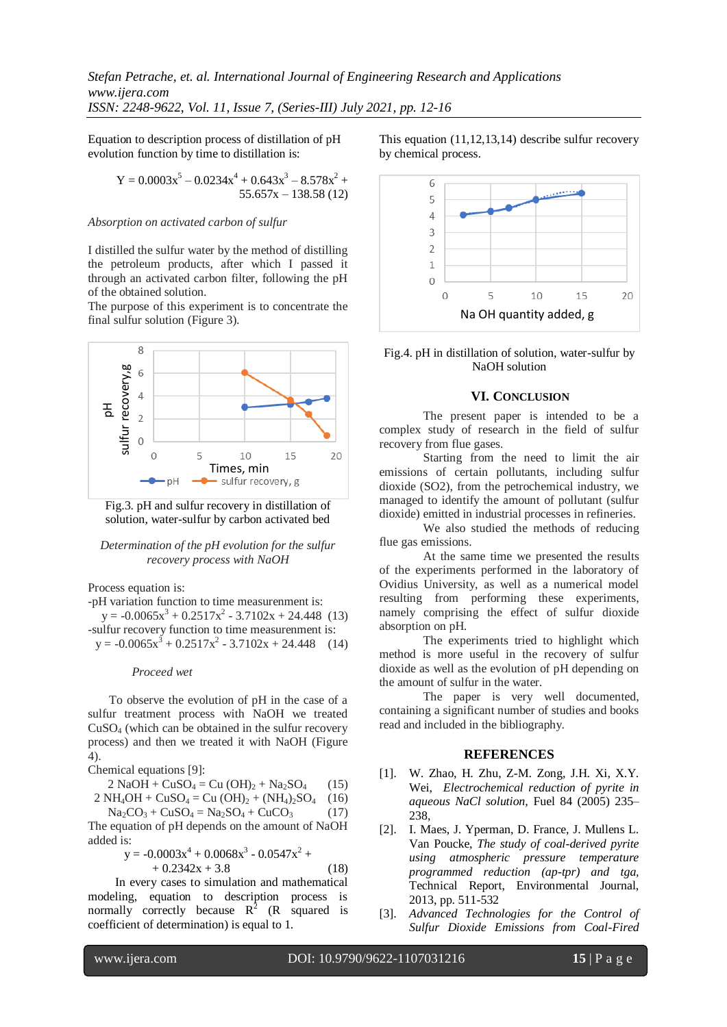Equation to description process of distillation of pH evolution function by time to distillation is:

$$Y = 0.0003x^5 - 0.0234x^4 + 0.643x^3 - 8.578x^2 + 55.657x - 138.58 \quad (12)$$

*Absorption on activated carbon of sulfur*

I distilled the sulfur water by the method of distilling the petroleum products, after which I passed it through an activated carbon filter, following the pH of the obtained solution.

The purpose of this experiment is to concentrate the final sulfur solution (Figure 3).

Fig.3. pH and sulfur recovery in distillation of solution, water-sulfur by carbon activated bed

*Determination of the pH evolution for the sulfur recovery process with NaOH*

Process equation is:

-pH variation function to time measurenment is:

$$y = -0.0065x^3 + 0.2517x^2 - 3.7102x + 24.448 \quad (13)$$

-sulfur recovery function to time measurenment is:

$$y = -0.0065x^3 + 0.2517x^2 - 3.7102x + 24.448 \quad (14)$$

*Proceed wet*

To observe the evolution of pH in the case of a sulfur treatment process with NaOH we treated $CuSO_4$ (which can be obtained in the sulfur recovery process) and then we treated it with NaOH (Figure 4).

Chemical equations [9]:

$$2\ NaOH + CuSO_4 = Cu(OH)_2 + Na_2SO_4 \quad (15)$$

$$2\ NH_4OH + CuSO_4 = Cu(OH)_2 + (NH_4)_2SO_4 \quad (16)$$

$$Na_2CO_3 + CuSO_4 = Na_2SO_4 + CuCO_3 \quad (17)$$

The equation of pH depends on the amount of NaOH added is:

$$y = -0.0003x^4 + 0.0068x^3 - 0.0547x^2 + 0.2342x + 3.8 \quad (18)$$

In every cases to simulation and mathematical modeling, equation to description process is normally correctly because $R^2$ (R squared is coefficient of determination) is equal to 1.

This equation (11,12,13,14) describe sulfur recovery by chemical process.

Fig.4. pH in distillation of solution, water-sulfur by NaOH solution

## VI. Conclusion

The present paper is intended to be a complex study of research in the field of sulfur recovery from flue gases.

Starting from the need to limit the air emissions of certain pollutants, including sulfur dioxide (SO2), from the petrochemical industry, we managed to identify the amount of pollutant (sulfur dioxide) emitted in industrial processes in refineries.

We also studied the methods of reducing flue gas emissions.

At the same time we presented the results of the experiments performed in the laboratory of Ovidius University, as well as a numerical model resulting from performing these experiments, namely comprising the effect of sulfur dioxide absorption on pH.

The experiments tried to highlight which method is more useful in the recovery of sulfur dioxide as well as the evolution of pH depending on the amount of sulfur in the water.

The paper is very well documented, containing a significant number of studies and books read and included in the bibliography.

## References

[1]. W. Zhao, H. Zhu, Z-M. Zong, J.H. Xi, X.Y. Wei, *Electrochemical reduction of pyrite in aqueous NaCl solution*, Fuel 84 (2005) 235–238,

[2]. I. Maes, J. Yperman, D. France, J. Mullens L. Van Poucke, *The study of coal-derived pyrite using atmospheric pressure temperature programmed reduction (ap-tpr) and tga*, Technical Report, Environmental Journal, 2013, pp. 511-532

[3]. *Advanced Technologies for the Control of Sulfur Dioxide Emissions from Coal-Fired*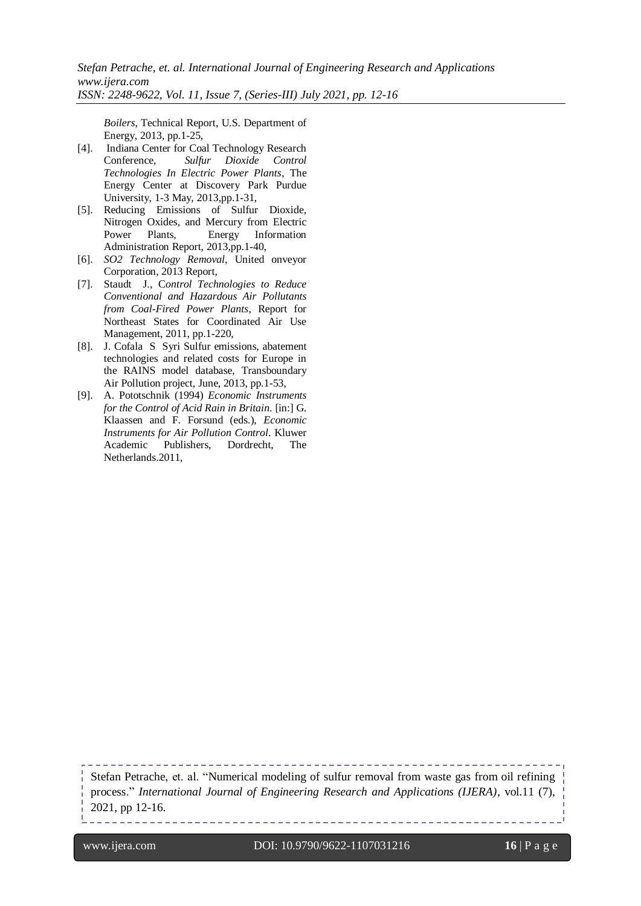*Boilers*, Technical Report, U.S. Department of Energy, 2013, pp.1-25,

[4]. Indiana Center for Coal Technology Research Conference, *Sulfur Dioxide Control Technologies In Electric Power Plants*, The Energy Center at Discovery Park Purdue University, 1-3 May, 2013,pp.1-31,

[5]. Reducing Emissions of Sulfur Dioxide, Nitrogen Oxides, and Mercury from Electric Power Plants, Energy Information Administration Report, 2013,pp.1-40,

[6]. *SO2 Technology Removal*, United onveyor Corporation, 2013 Report,

[7]. Staudt J., C*ontrol Technologies to Reduce Conventional and Hazardous Air Pollutants from Coal-Fired Power Plants*, Report for Northeast States for Coordinated Air Use Management, 2011, pp.1-220,

[8]. J. Cofala S Syri Sulfur emissions, abatement technologies and related costs for Europe in the RAINS model database, Transboundary Air Pollution project, June, 2013, pp.1-53,

[9]. A. Pototschnik (1994) *Economic Instruments for the Control of Acid Rain in Britain*. [in:] G. Klaassen and F. Forsund (eds.), *Economic Instruments for Air Pollution Control*. Kluwer Academic Publishers, Dordrecht, The Netherlands.2011,

Stefan Petrache, et. al. "Numerical modeling of sulfur removal from waste gas from oil refining process." *International Journal of Engineering Research and Applications (IJERA)*, vol.11 (7), 2021, pp 12-16.